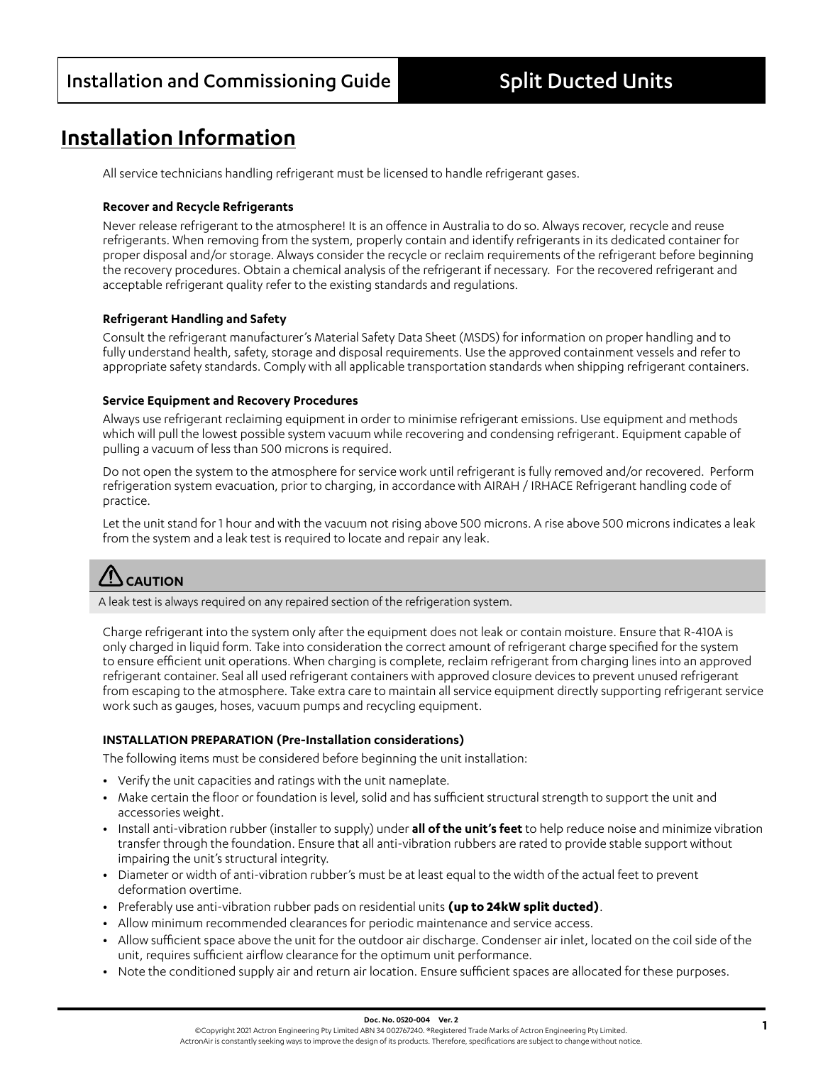# Installation Information

All service technicians handling refrigerant must be licensed to handle refrigerant gases.

**Recover and Recycle Refrigerants**

Never release refrigerant to the atmosphere! It is an offence in Australia to do so. Always recover, recycle and reuse refrigerants. When removing from the system, properly contain and identify refrigerants in its dedicated container for proper disposal and/or storage. Always consider the recycle or reclaim requirements of the refrigerant before beginning the recovery procedures. Obtain a chemical analysis of the refrigerant if necessary. For the recovered refrigerant and acceptable refrigerant quality refer to the existing standards and regulations.

**Refrigerant Handling and Safety**

Consult the refrigerant manufacturer's Material Safety Data Sheet (MSDS) for information on proper handling and to fully understand health, safety, storage and disposal requirements. Use the approved containment vessels and refer to appropriate safety standards. Comply with all applicable transportation standards when shipping refrigerant containers.

**Service Equipment and Recovery Procedures**

Always use refrigerant reclaiming equipment in order to minimise refrigerant emissions. Use equipment and methods which will pull the lowest possible system vacuum while recovering and condensing refrigerant. Equipment capable of pulling a vacuum of less than 500 microns is required.

Do not open the system to the atmosphere for service work until refrigerant is fully removed and/or recovered. Perform refrigeration system evacuation, prior to charging, in accordance with AIRAH / IRHACE Refrigerant handling code of practice.

Let the unit stand for 1 hour and with the vacuum not rising above 500 microns. A rise above 500 microns indicates a leak from the system and a leak test is required to locate and repair any leak.

**CAUTION**

A leak test is always required on any repaired section of the refrigeration system.

Charge refrigerant into the system only after the equipment does not leak or contain moisture. Ensure that R-410A is only charged in liquid form. Take into consideration the correct amount of refrigerant charge specified for the system to ensure efficient unit operations. When charging is complete, reclaim refrigerant from charging lines into an approved refrigerant container. Seal all used refrigerant containers with approved closure devices to prevent unused refrigerant from escaping to the atmosphere. Take extra care to maintain all service equipment directly supporting refrigerant service work such as gauges, hoses, vacuum pumps and recycling equipment.

**INSTALLATION PREPARATION (Pre-Installation considerations)**

The following items must be considered before beginning the unit installation:

- Verify the unit capacities and ratings with the unit nameplate.
- Make certain the floor or foundation is level, solid and has sufficient structural strength to support the unit and accessories weight.
- Install anti-vibration rubber (installer to supply) under **all of the unit's feet** to help reduce noise and minimize vibration transfer through the foundation. Ensure that all anti-vibration rubbers are rated to provide stable support without impairing the unit's structural integrity.
- Diameter or width of anti-vibration rubber's must be at least equal to the width of the actual feet to prevent deformation overtime.
- Preferably use anti-vibration rubber pads on residential units **(up to 24kW split ducted)**.
- Allow minimum recommended clearances for periodic maintenance and service access.
- Allow sufficient space above the unit for the outdoor air discharge. Condenser air inlet, located on the coil side of the unit, requires sufficient airflow clearance for the optimum unit performance.
- Note the conditioned supply air and return air location. Ensure sufficient spaces are allocated for these purposes.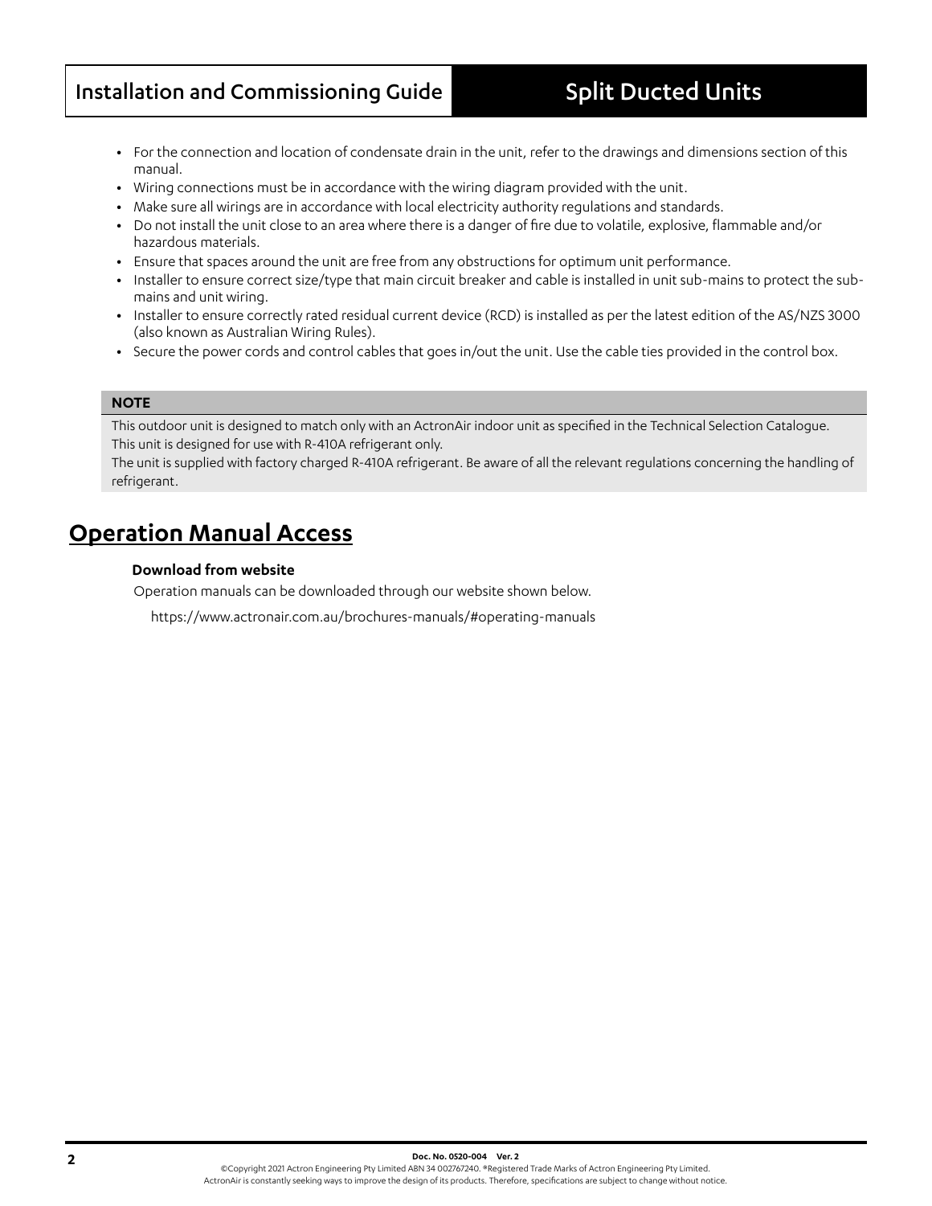- For the connection and location of condensate drain in the unit, refer to the drawings and dimensions section of this manual.
- Wiring connections must be in accordance with the wiring diagram provided with the unit.
- Make sure all wirings are in accordance with local electricity authority regulations and standards.
- Do not install the unit close to an area where there is a danger of fire due to volatile, explosive, flammable and/or hazardous materials.
- Ensure that spaces around the unit are free from any obstructions for optimum unit performance.
- Installer to ensure correct size/type that main circuit breaker and cable is installed in unit sub-mains to protect the sub-mains and unit wiring.
- Installer to ensure correctly rated residual current device (RCD) is installed as per the latest edition of the AS/NZS 3000 (also known as Australian Wiring Rules).
- Secure the power cords and control cables that goes in/out the unit. Use the cable ties provided in the control box.

**NOTE**

This outdoor unit is designed to match only with an ActronAir indoor unit as specified in the Technical Selection Catalogue.
This unit is designed for use with R-410A refrigerant only.
The unit is supplied with factory charged R-410A refrigerant. Be aware of all the relevant regulations concerning the handling of refrigerant.

## Operation Manual Access

**Download from website**

Operation manuals can be downloaded through our website shown below.

https://www.actronair.com.au/brochures-manuals/#operating-manuals

**Doc. No. 0520-004 Ver. 2**

©Copyright 2021 Actron Engineering Pty Limited ABN 34 002767240. ®Registered Trade Marks of Actron Engineering Pty Limited.
ActronAir is constantly seeking ways to improve the design of its products. Therefore, specifications are subject to change without notice.